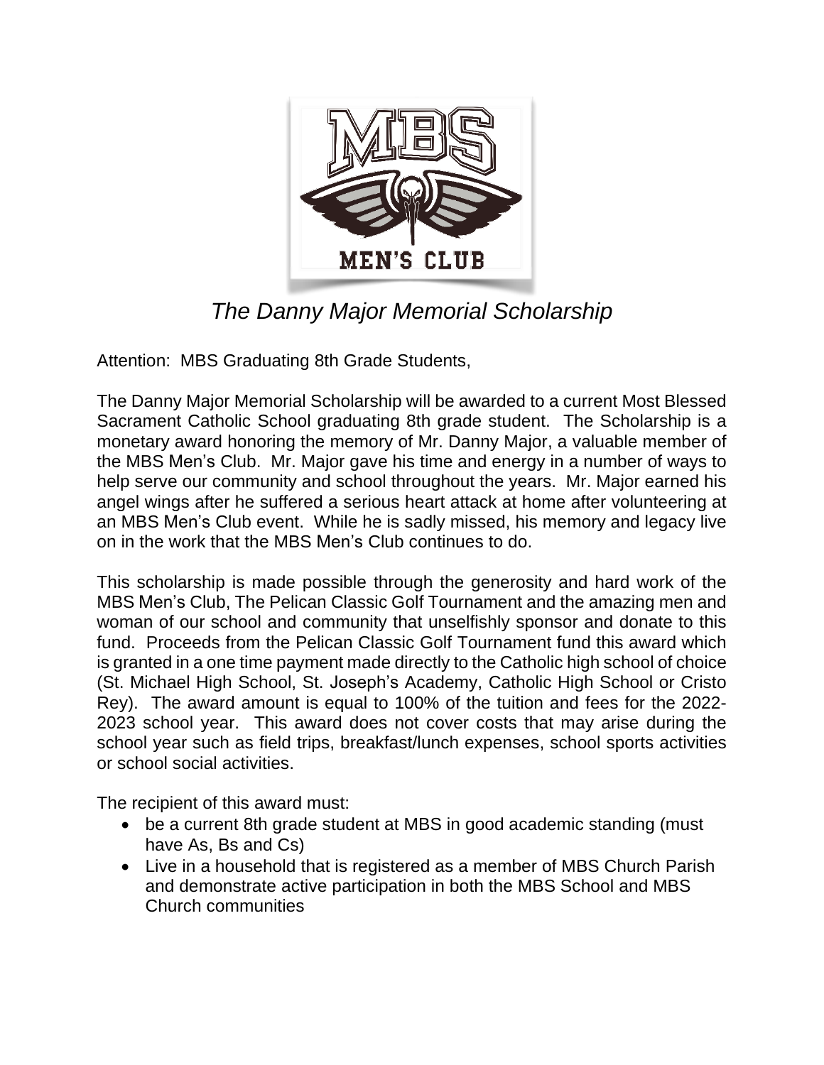MBS MEN'S CLUB

# *The Danny Major Memorial Scholarship*

Attention: MBS Graduating 8th Grade Students,

The Danny Major Memorial Scholarship will be awarded to a current Most Blessed Sacrament Catholic School graduating 8th grade student. The Scholarship is a monetary award honoring the memory of Mr. Danny Major, a valuable member of the MBS Men's Club. Mr. Major gave his time and energy in a number of ways to help serve our community and school throughout the years. Mr. Major earned his angel wings after he suffered a serious heart attack at home after volunteering at an MBS Men's Club event. While he is sadly missed, his memory and legacy live on in the work that the MBS Men's Club continues to do.

This scholarship is made possible through the generosity and hard work of the MBS Men's Club, The Pelican Classic Golf Tournament and the amazing men and woman of our school and community that unselfishly sponsor and donate to this fund. Proceeds from the Pelican Classic Golf Tournament fund this award which is granted in a one time payment made directly to the Catholic high school of choice (St. Michael High School, St. Joseph's Academy, Catholic High School or Cristo Rey). The award amount is equal to 100% of the tuition and fees for the 2022-2023 school year. This award does not cover costs that may arise during the school year such as field trips, breakfast/lunch expenses, school sports activities or school social activities.

The recipient of this award must:

- be a current 8th grade student at MBS in good academic standing (must have As, Bs and Cs)
- Live in a household that is registered as a member of MBS Church Parish and demonstrate active participation in both the MBS School and MBS Church communities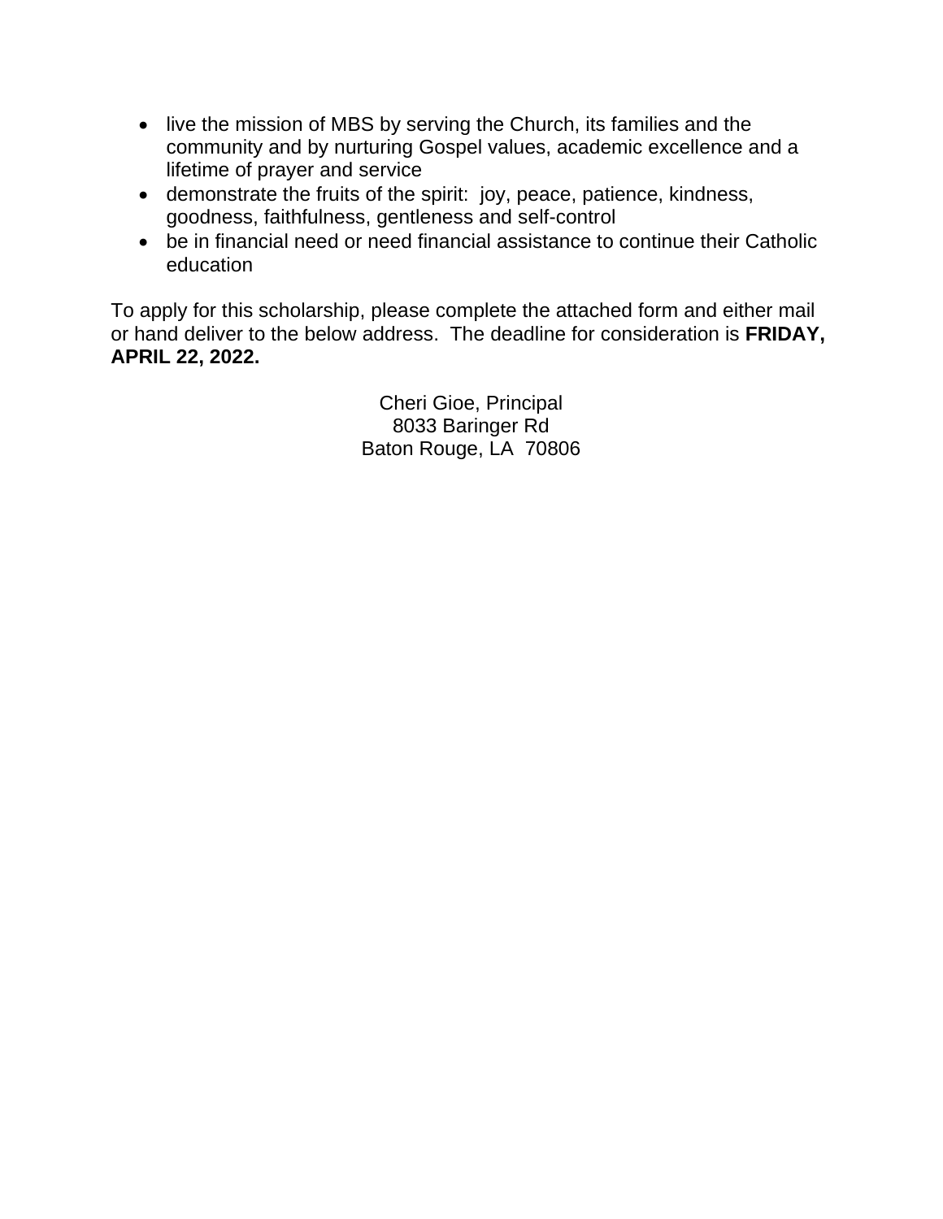- live the mission of MBS by serving the Church, its families and the community and by nurturing Gospel values, academic excellence and a lifetime of prayer and service
- demonstrate the fruits of the spirit:  joy, peace, patience, kindness, goodness, faithfulness, gentleness and self-control
- be in financial need or need financial assistance to continue their Catholic education

To apply for this scholarship, please complete the attached form and either mail or hand deliver to the below address.  The deadline for consideration is **FRIDAY, APRIL 22, 2022.**

Cheri Gioe, Principal  
8033 Baringer Rd  
Baton Rouge, LA  70806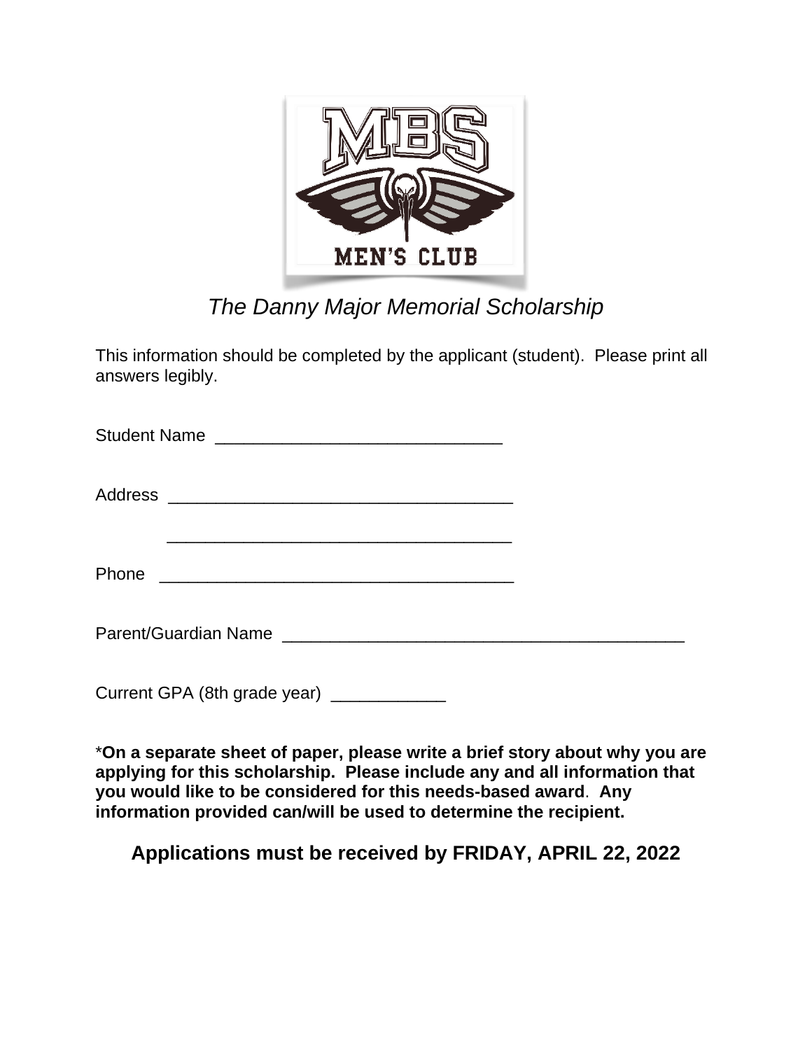MBS MEN'S CLUB

*The Danny Major Memorial Scholarship*

This information should be completed by the applicant (student). Please print all answers legibly.

Student Name ______________________________

Address ____________________________________

____________________________________

Phone _____________________________________

Parent/Guardian Name __________________________________________

Current GPA (8th grade year) ____________

*__On a separate sheet of paper, please write a brief story about why you are applying for this scholarship. Please include any and all information that you would like to be considered for this needs-based award__. **Any information provided can/will be used to determine the recipient.**

**Applications must be received by FRIDAY, APRIL 22, 2022**